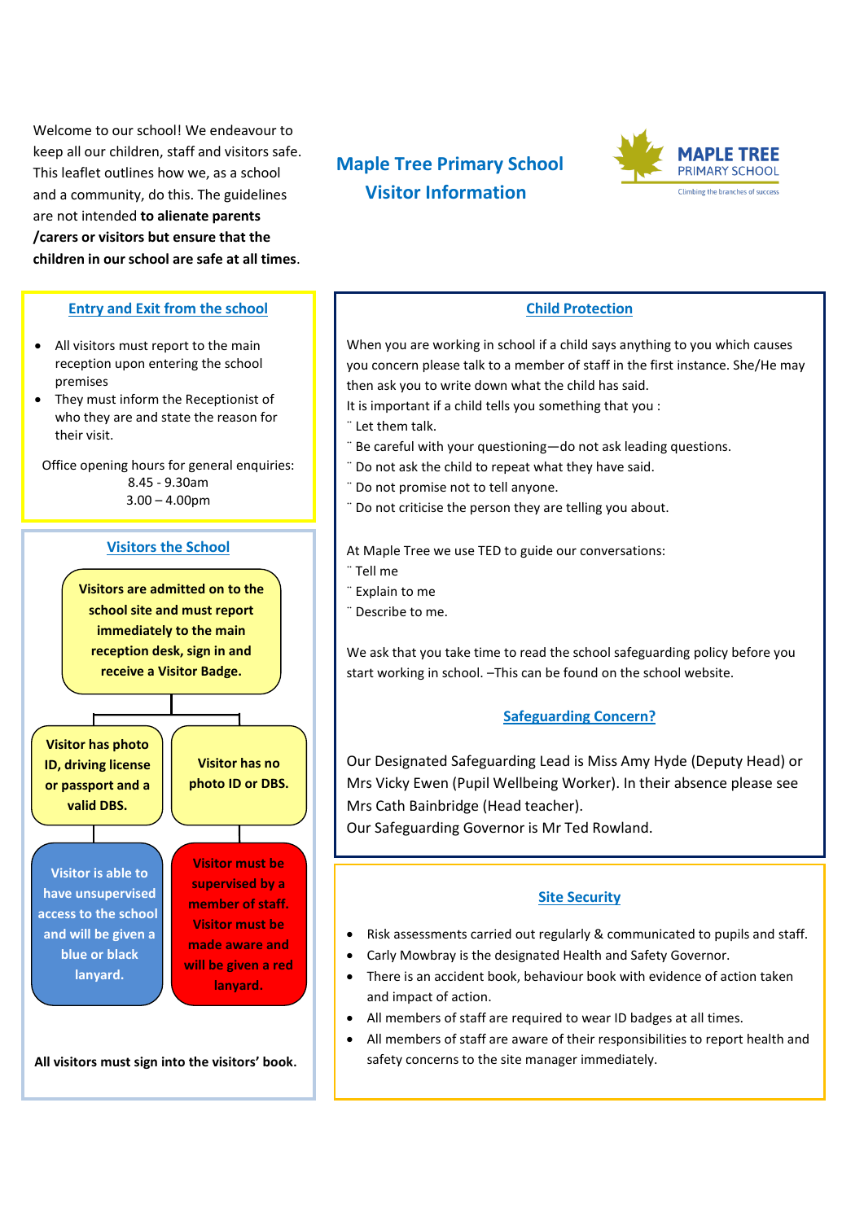# Maple Tree Primary School
## Visitor Information

MAPLE TREE PRIMARY SCHOOL
Climbing the branches of success

Welcome to our school! We endeavour to keep all our children, staff and visitors safe. This leaflet outlines how we, as a school and a community, do this. The guidelines are not intended **to alienate parents /carers or visitors but ensure that the children in our school are safe at all times**.

### Entry and Exit from the school

- All visitors must report to the main reception upon entering the school premises
- They must inform the Receptionist of who they are and state the reason for their visit.

Office opening hours for general enquiries:
8.45 - 9.30am
3.00 – 4.00pm

### Visitors the School

**Visitors are admitted on to the school site and must report immediately to the main reception desk, sign in and receive a Visitor Badge.**

- **Visitor has photo ID, driving license or passport and a valid DBS.** → **Visitor is able to have unsupervised access to the school and will be given a blue or black lanyard.**
- **Visitor has no photo ID or DBS.** → **Visitor must be supervised by a member of staff. Visitor must be made aware and will be given a red lanyard.**

**All visitors must sign into the visitors' book.**

### Child Protection

When you are working in school if a child says anything to you which causes you concern please talk to a member of staff in the first instance. She/He may then ask you to write down what the child has said.

It is important if a child tells you something that you :

- Let them talk.
- Be careful with your questioning—do not ask leading questions.
- Do not ask the child to repeat what they have said.
- Do not promise not to tell anyone.
- Do not criticise the person they are telling you about.

At Maple Tree we use TED to guide our conversations:

- Tell me
- Explain to me
- Describe to me.

We ask that you take time to read the school safeguarding policy before you start working in school. –This can be found on the school website.

### Safeguarding Concern?

Our Designated Safeguarding Lead is Miss Amy Hyde (Deputy Head) or Mrs Vicky Ewen (Pupil Wellbeing Worker). In their absence please see Mrs Cath Bainbridge (Head teacher).

Our Safeguarding Governor is Mr Ted Rowland.

### Site Security

- Risk assessments carried out regularly & communicated to pupils and staff.
- Carly Mowbray is the designated Health and Safety Governor.
- There is an accident book, behaviour book with evidence of action taken and impact of action.
- All members of staff are required to wear ID badges at all times.
- All members of staff are aware of their responsibilities to report health and safety concerns to the site manager immediately.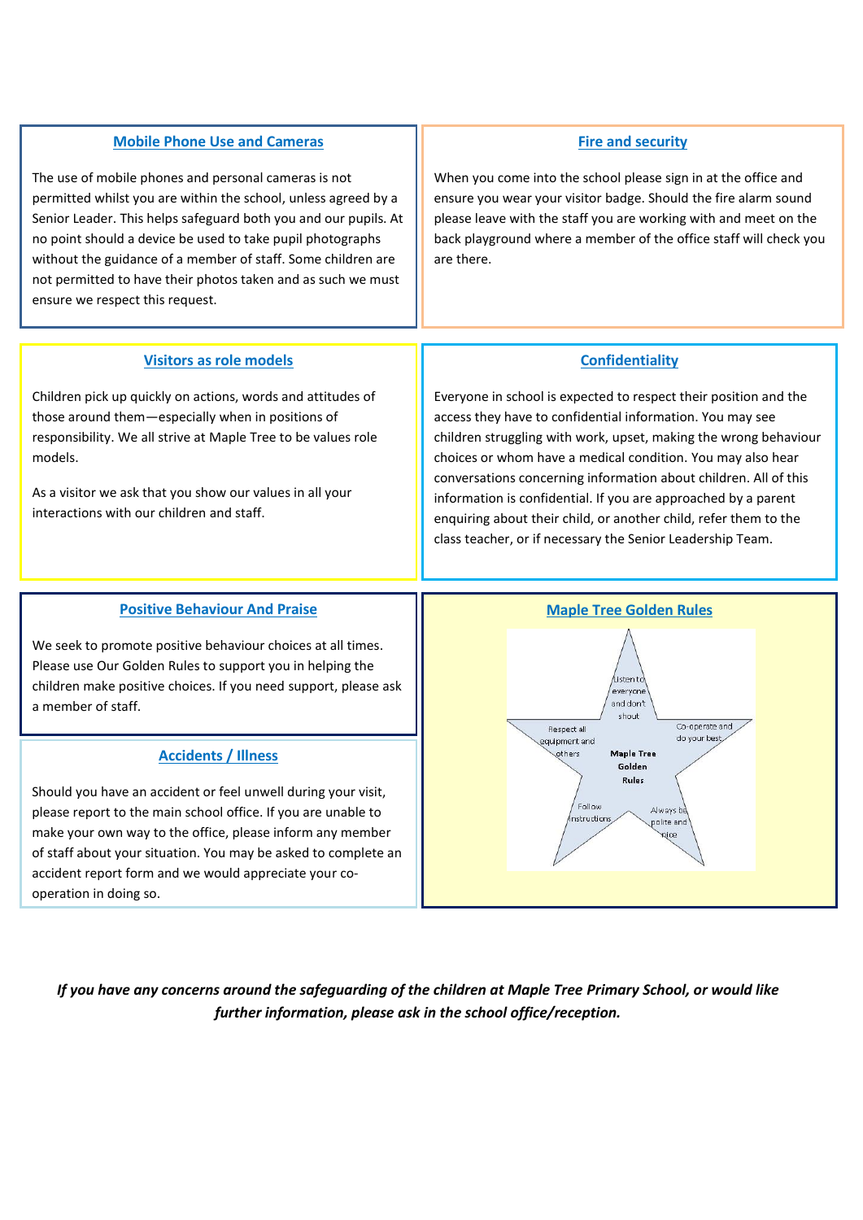## Mobile Phone Use and Cameras

The use of mobile phones and personal cameras is not permitted whilst you are within the school, unless agreed by a Senior Leader. This helps safeguard both you and our pupils. At no point should a device be used to take pupil photographs without the guidance of a member of staff. Some children are not permitted to have their photos taken and as such we must ensure we respect this request.

## Fire and security

When you come into the school please sign in at the office and ensure you wear your visitor badge. Should the fire alarm sound please leave with the staff you are working with and meet on the back playground where a member of the office staff will check you are there.

## Visitors as role models

Children pick up quickly on actions, words and attitudes of those around them—especially when in positions of responsibility. We all strive at Maple Tree to be values role models.

As a visitor we ask that you show our values in all your interactions with our children and staff.

## Confidentiality

Everyone in school is expected to respect their position and the access they have to confidential information. You may see children struggling with work, upset, making the wrong behaviour choices or whom have a medical condition. You may also hear conversations concerning information about children. All of this information is confidential. If you are approached by a parent enquiring about their child, or another child, refer them to the class teacher, or if necessary the Senior Leadership Team.

## Positive Behaviour And Praise

We seek to promote positive behaviour choices at all times. Please use Our Golden Rules to support you in helping the children make positive choices. If you need support, please ask a member of staff.

## Accidents / Illness

Should you have an accident or feel unwell during your visit, please report to the main school office. If you are unable to make your own way to the office, please inform any member of staff about your situation. You may be asked to complete an accident report form and we would appreciate your co-operation in doing so.

## Maple Tree Golden Rules

**Maple Tree Golden Rules**

Listen to everyone and don't shout

Co-operate and do your best

Always be polite and nice

Follow instructions

Respect all equipment and others

***If you have any concerns around the safeguarding of the children at Maple Tree Primary School, or would like further information, please ask in the school office/reception.***